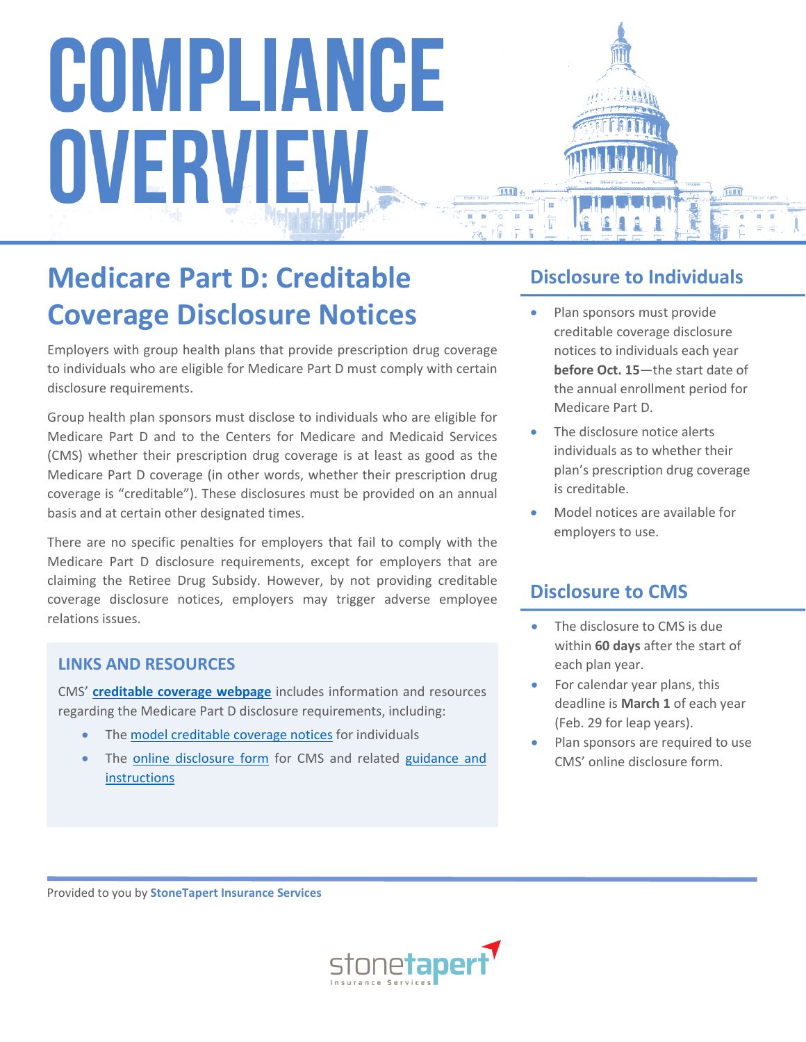# COMPLIANCE OVERVIEW

## Medicare Part D: Creditable Coverage Disclosure Notices

Employers with group health plans that provide prescription drug coverage to individuals who are eligible for Medicare Part D must comply with certain disclosure requirements.

Group health plan sponsors must disclose to individuals who are eligible for Medicare Part D and to the Centers for Medicare and Medicaid Services (CMS) whether their prescription drug coverage is at least as good as the Medicare Part D coverage (in other words, whether their prescription drug coverage is "creditable"). These disclosures must be provided on an annual basis and at certain other designated times.

There are no specific penalties for employers that fail to comply with the Medicare Part D disclosure requirements, except for employers that are claiming the Retiree Drug Subsidy. However, by not providing creditable coverage disclosure notices, employers may trigger adverse employee relations issues.

### LINKS AND RESOURCES

CMS' **creditable coverage webpage** includes information and resources regarding the Medicare Part D disclosure requirements, including:

- The model creditable coverage notices for individuals
- The online disclosure form for CMS and related guidance and instructions

### Disclosure to Individuals

- Plan sponsors must provide creditable coverage disclosure notices to individuals each year **before Oct. 15**—the start date of the annual enrollment period for Medicare Part D.
- The disclosure notice alerts individuals as to whether their plan's prescription drug coverage is creditable.
- Model notices are available for employers to use.

### Disclosure to CMS

- The disclosure to CMS is due within **60 days** after the start of each plan year.
- For calendar year plans, this deadline is **March 1** of each year (Feb. 29 for leap years).
- Plan sponsors are required to use CMS' online disclosure form.

Provided to you by **StoneTapert Insurance Services**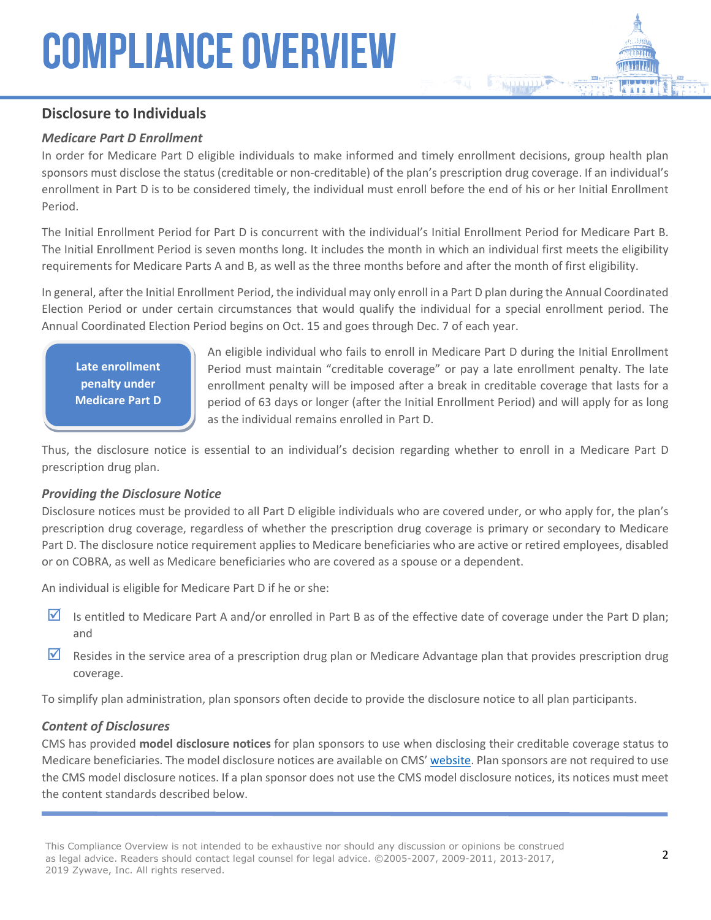## Disclosure to Individuals

### *Medicare Part D Enrollment*

In order for Medicare Part D eligible individuals to make informed and timely enrollment decisions, group health plan sponsors must disclose the status (creditable or non-creditable) of the plan's prescription drug coverage. If an individual's enrollment in Part D is to be considered timely, the individual must enroll before the end of his or her Initial Enrollment Period.

The Initial Enrollment Period for Part D is concurrent with the individual's Initial Enrollment Period for Medicare Part B. The Initial Enrollment Period is seven months long. It includes the month in which an individual first meets the eligibility requirements for Medicare Parts A and B, as well as the three months before and after the month of first eligibility.

In general, after the Initial Enrollment Period, the individual may only enroll in a Part D plan during the Annual Coordinated Election Period or under certain circumstances that would qualify the individual for a special enrollment period. The Annual Coordinated Election Period begins on Oct. 15 and goes through Dec. 7 of each year.

**Late enrollment penalty under Medicare Part D**

An eligible individual who fails to enroll in Medicare Part D during the Initial Enrollment Period must maintain "creditable coverage" or pay a late enrollment penalty. The late enrollment penalty will be imposed after a break in creditable coverage that lasts for a period of 63 days or longer (after the Initial Enrollment Period) and will apply for as long as the individual remains enrolled in Part D.

Thus, the disclosure notice is essential to an individual's decision regarding whether to enroll in a Medicare Part D prescription drug plan.

### *Providing the Disclosure Notice*

Disclosure notices must be provided to all Part D eligible individuals who are covered under, or who apply for, the plan's prescription drug coverage, regardless of whether the prescription drug coverage is primary or secondary to Medicare Part D. The disclosure notice requirement applies to Medicare beneficiaries who are active or retired employees, disabled or on COBRA, as well as Medicare beneficiaries who are covered as a spouse or a dependent.

An individual is eligible for Medicare Part D if he or she:

- ☑ Is entitled to Medicare Part A and/or enrolled in Part B as of the effective date of coverage under the Part D plan; and
- ☑ Resides in the service area of a prescription drug plan or Medicare Advantage plan that provides prescription drug coverage.

To simplify plan administration, plan sponsors often decide to provide the disclosure notice to all plan participants.

### *Content of Disclosures*

CMS has provided **model disclosure notices** for plan sponsors to use when disclosing their creditable coverage status to Medicare beneficiaries. The model disclosure notices are available on CMS' website. Plan sponsors are not required to use the CMS model disclosure notices. If a plan sponsor does not use the CMS model disclosure notices, its notices must meet the content standards described below.

This Compliance Overview is not intended to be exhaustive nor should any discussion or opinions be construed as legal advice. Readers should contact legal counsel for legal advice. ©2005-2007, 2009-2011, 2013-2017, 2019 Zywave, Inc. All rights reserved.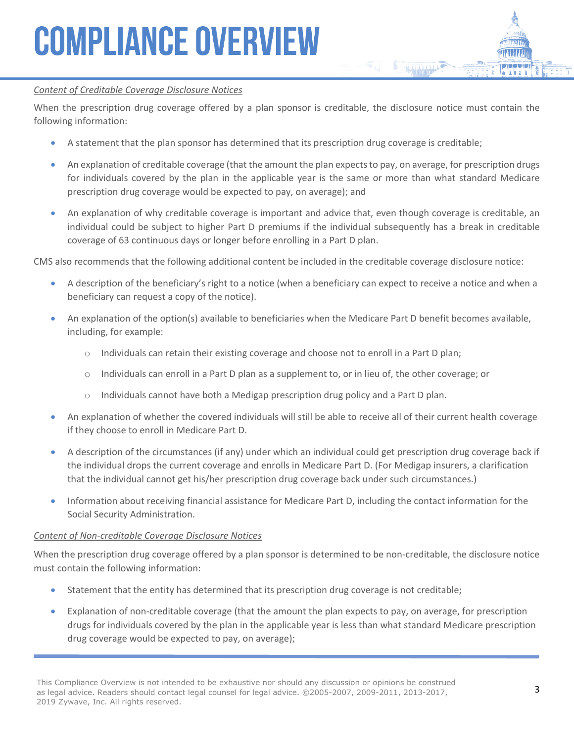*Content of Creditable Coverage Disclosure Notices*

When the prescription drug coverage offered by a plan sponsor is creditable, the disclosure notice must contain the following information:

- A statement that the plan sponsor has determined that its prescription drug coverage is creditable;
- An explanation of creditable coverage (that the amount the plan expects to pay, on average, for prescription drugs for individuals covered by the plan in the applicable year is the same or more than what standard Medicare prescription drug coverage would be expected to pay, on average); and
- An explanation of why creditable coverage is important and advice that, even though coverage is creditable, an individual could be subject to higher Part D premiums if the individual subsequently has a break in creditable coverage of 63 continuous days or longer before enrolling in a Part D plan.

CMS also recommends that the following additional content be included in the creditable coverage disclosure notice:

- A description of the beneficiary's right to a notice (when a beneficiary can expect to receive a notice and when a beneficiary can request a copy of the notice).
- An explanation of the option(s) available to beneficiaries when the Medicare Part D benefit becomes available, including, for example:
  - Individuals can retain their existing coverage and choose not to enroll in a Part D plan;
  - Individuals can enroll in a Part D plan as a supplement to, or in lieu of, the other coverage; or
  - Individuals cannot have both a Medigap prescription drug policy and a Part D plan.
- An explanation of whether the covered individuals will still be able to receive all of their current health coverage if they choose to enroll in Medicare Part D.
- A description of the circumstances (if any) under which an individual could get prescription drug coverage back if the individual drops the current coverage and enrolls in Medicare Part D. (For Medigap insurers, a clarification that the individual cannot get his/her prescription drug coverage back under such circumstances.)
- Information about receiving financial assistance for Medicare Part D, including the contact information for the Social Security Administration.

*Content of Non-creditable Coverage Disclosure Notices*

When the prescription drug coverage offered by a plan sponsor is determined to be non-creditable, the disclosure notice must contain the following information:

- Statement that the entity has determined that its prescription drug coverage is not creditable;
- Explanation of non-creditable coverage (that the amount the plan expects to pay, on average, for prescription drugs for individuals covered by the plan in the applicable year is less than what standard Medicare prescription drug coverage would be expected to pay, on average);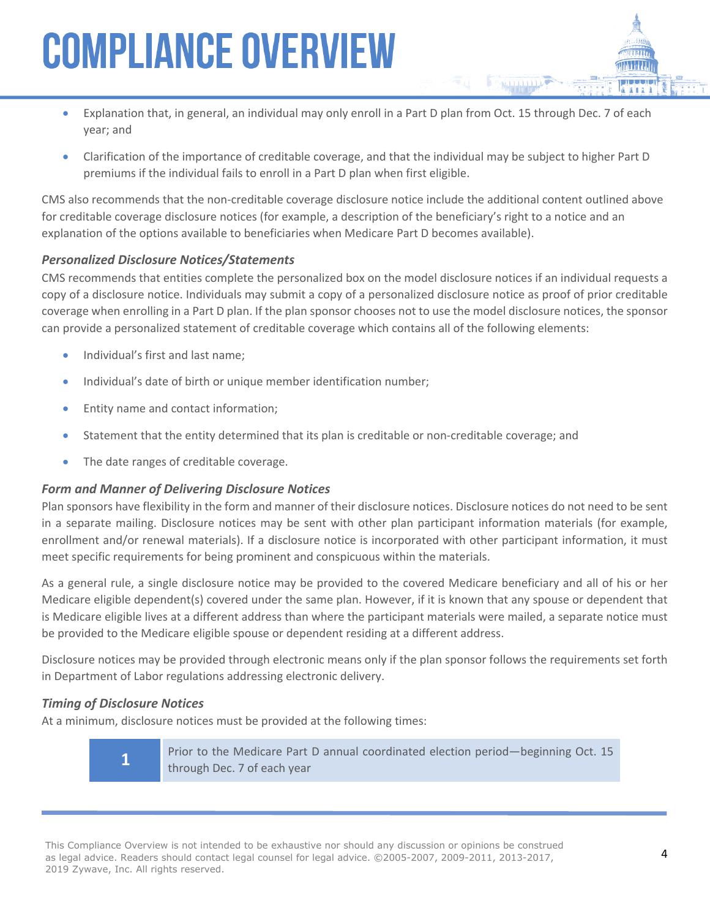- Explanation that, in general, an individual may only enroll in a Part D plan from Oct. 15 through Dec. 7 of each year; and
- Clarification of the importance of creditable coverage, and that the individual may be subject to higher Part D premiums if the individual fails to enroll in a Part D plan when first eligible.

CMS also recommends that the non-creditable coverage disclosure notice include the additional content outlined above for creditable coverage disclosure notices (for example, a description of the beneficiary's right to a notice and an explanation of the options available to beneficiaries when Medicare Part D becomes available).

### *Personalized Disclosure Notices/Statements*

CMS recommends that entities complete the personalized box on the model disclosure notices if an individual requests a copy of a disclosure notice. Individuals may submit a copy of a personalized disclosure notice as proof of prior creditable coverage when enrolling in a Part D plan. If the plan sponsor chooses not to use the model disclosure notices, the sponsor can provide a personalized statement of creditable coverage which contains all of the following elements:

- Individual's first and last name;
- Individual's date of birth or unique member identification number;
- Entity name and contact information;
- Statement that the entity determined that its plan is creditable or non-creditable coverage; and
- The date ranges of creditable coverage.

### *Form and Manner of Delivering Disclosure Notices*

Plan sponsors have flexibility in the form and manner of their disclosure notices. Disclosure notices do not need to be sent in a separate mailing. Disclosure notices may be sent with other plan participant information materials (for example, enrollment and/or renewal materials). If a disclosure notice is incorporated with other participant information, it must meet specific requirements for being prominent and conspicuous within the materials.

As a general rule, a single disclosure notice may be provided to the covered Medicare beneficiary and all of his or her Medicare eligible dependent(s) covered under the same plan. However, if it is known that any spouse or dependent that is Medicare eligible lives at a different address than where the participant materials were mailed, a separate notice must be provided to the Medicare eligible spouse or dependent residing at a different address.

Disclosure notices may be provided through electronic means only if the plan sponsor follows the requirements set forth in Department of Labor regulations addressing electronic delivery.

### *Timing of Disclosure Notices*

At a minimum, disclosure notices must be provided at the following times:

| | |
|---|---|
| **1** | Prior to the Medicare Part D annual coordinated election period—beginning Oct. 15 through Dec. 7 of each year |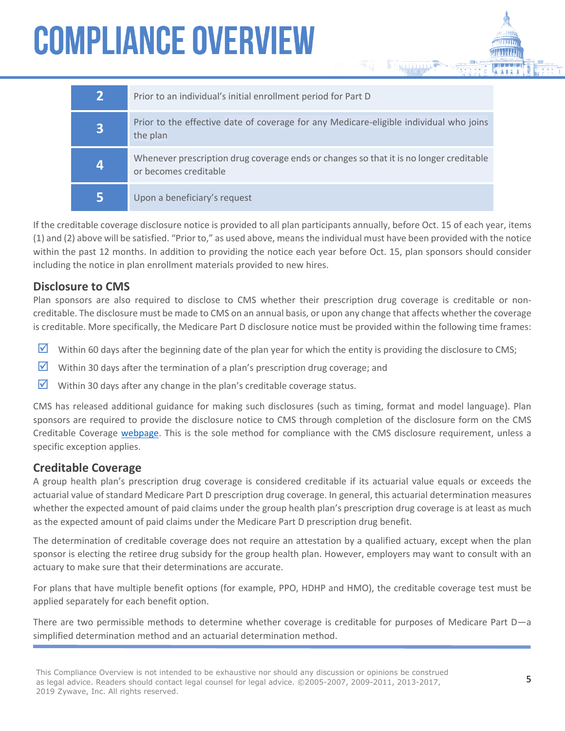| | |
|---|---|
| 2 | Prior to an individual's initial enrollment period for Part D |
| 3 | Prior to the effective date of coverage for any Medicare-eligible individual who joins the plan |
| 4 | Whenever prescription drug coverage ends or changes so that it is no longer creditable or becomes creditable |
| 5 | Upon a beneficiary's request |

If the creditable coverage disclosure notice is provided to all plan participants annually, before Oct. 15 of each year, items (1) and (2) above will be satisfied. "Prior to," as used above, means the individual must have been provided with the notice within the past 12 months. In addition to providing the notice each year before Oct. 15, plan sponsors should consider including the notice in plan enrollment materials provided to new hires.

## Disclosure to CMS

Plan sponsors are also required to disclose to CMS whether their prescription drug coverage is creditable or non-creditable. The disclosure must be made to CMS on an annual basis, or upon any change that affects whether the coverage is creditable. More specifically, the Medicare Part D disclosure notice must be provided within the following time frames:

- ☑ Within 60 days after the beginning date of the plan year for which the entity is providing the disclosure to CMS;
- ☑ Within 30 days after the termination of a plan's prescription drug coverage; and
- ☑ Within 30 days after any change in the plan's creditable coverage status.

CMS has released additional guidance for making such disclosures (such as timing, format and model language). Plan sponsors are required to provide the disclosure notice to CMS through completion of the disclosure form on the CMS Creditable Coverage webpage. This is the sole method for compliance with the CMS disclosure requirement, unless a specific exception applies.

## Creditable Coverage

A group health plan's prescription drug coverage is considered creditable if its actuarial value equals or exceeds the actuarial value of standard Medicare Part D prescription drug coverage. In general, this actuarial determination measures whether the expected amount of paid claims under the group health plan's prescription drug coverage is at least as much as the expected amount of paid claims under the Medicare Part D prescription drug benefit.

The determination of creditable coverage does not require an attestation by a qualified actuary, except when the plan sponsor is electing the retiree drug subsidy for the group health plan. However, employers may want to consult with an actuary to make sure that their determinations are accurate.

For plans that have multiple benefit options (for example, PPO, HDHP and HMO), the creditable coverage test must be applied separately for each benefit option.

There are two permissible methods to determine whether coverage is creditable for purposes of Medicare Part D—a simplified determination method and an actuarial determination method.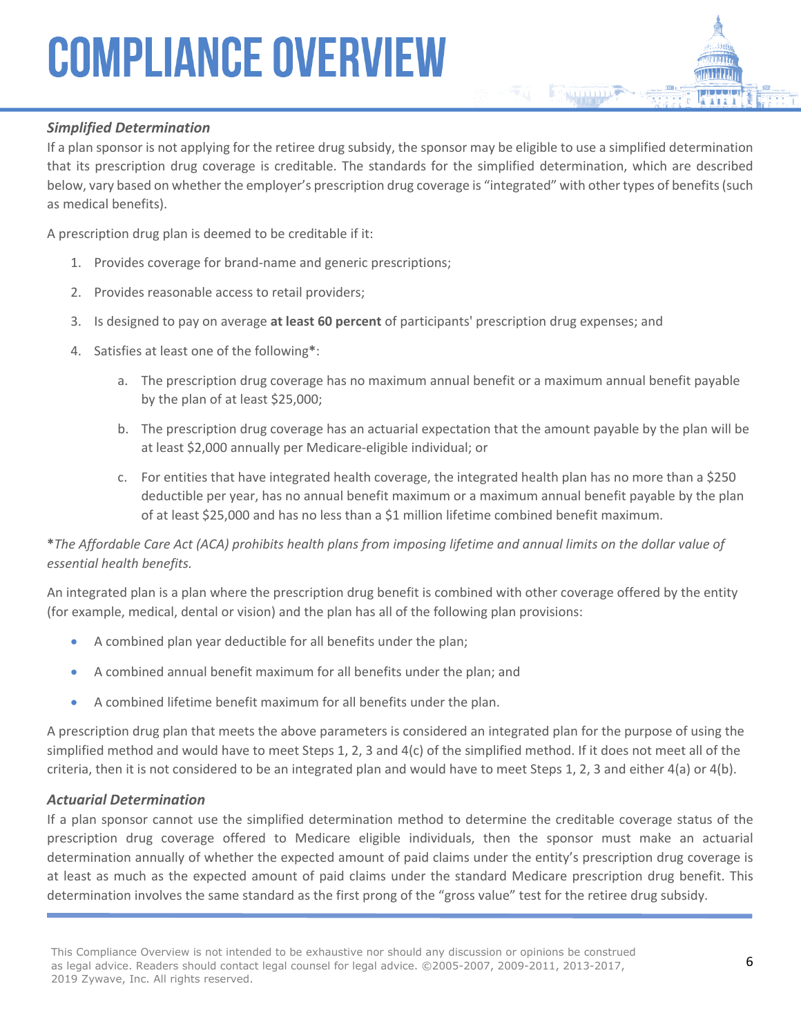### *Simplified Determination*

If a plan sponsor is not applying for the retiree drug subsidy, the sponsor may be eligible to use a simplified determination that its prescription drug coverage is creditable. The standards for the simplified determination, which are described below, vary based on whether the employer's prescription drug coverage is "integrated" with other types of benefits (such as medical benefits).

A prescription drug plan is deemed to be creditable if it:

1. Provides coverage for brand-name and generic prescriptions;
2. Provides reasonable access to retail providers;
3. Is designed to pay on average **at least 60 percent** of participants' prescription drug expenses; and
4. Satisfies at least one of the following**\***:
   a. The prescription drug coverage has no maximum annual benefit or a maximum annual benefit payable by the plan of at least $25,000;
   b. The prescription drug coverage has an actuarial expectation that the amount payable by the plan will be at least $2,000 annually per Medicare-eligible individual; or
   c. For entities that have integrated health coverage, the integrated health plan has no more than a $250 deductible per year, has no annual benefit maximum or a maximum annual benefit payable by the plan of at least $25,000 and has no less than a $1 million lifetime combined benefit maximum.

**\****The Affordable Care Act (ACA) prohibits health plans from imposing lifetime and annual limits on the dollar value of essential health benefits.*

An integrated plan is a plan where the prescription drug benefit is combined with other coverage offered by the entity (for example, medical, dental or vision) and the plan has all of the following plan provisions:

- A combined plan year deductible for all benefits under the plan;
- A combined annual benefit maximum for all benefits under the plan; and
- A combined lifetime benefit maximum for all benefits under the plan.

A prescription drug plan that meets the above parameters is considered an integrated plan for the purpose of using the simplified method and would have to meet Steps 1, 2, 3 and 4(c) of the simplified method. If it does not meet all of the criteria, then it is not considered to be an integrated plan and would have to meet Steps 1, 2, 3 and either 4(a) or 4(b).

### *Actuarial Determination*

If a plan sponsor cannot use the simplified determination method to determine the creditable coverage status of the prescription drug coverage offered to Medicare eligible individuals, then the sponsor must make an actuarial determination annually of whether the expected amount of paid claims under the entity's prescription drug coverage is at least as much as the expected amount of paid claims under the standard Medicare prescription drug benefit. This determination involves the same standard as the first prong of the "gross value" test for the retiree drug subsidy.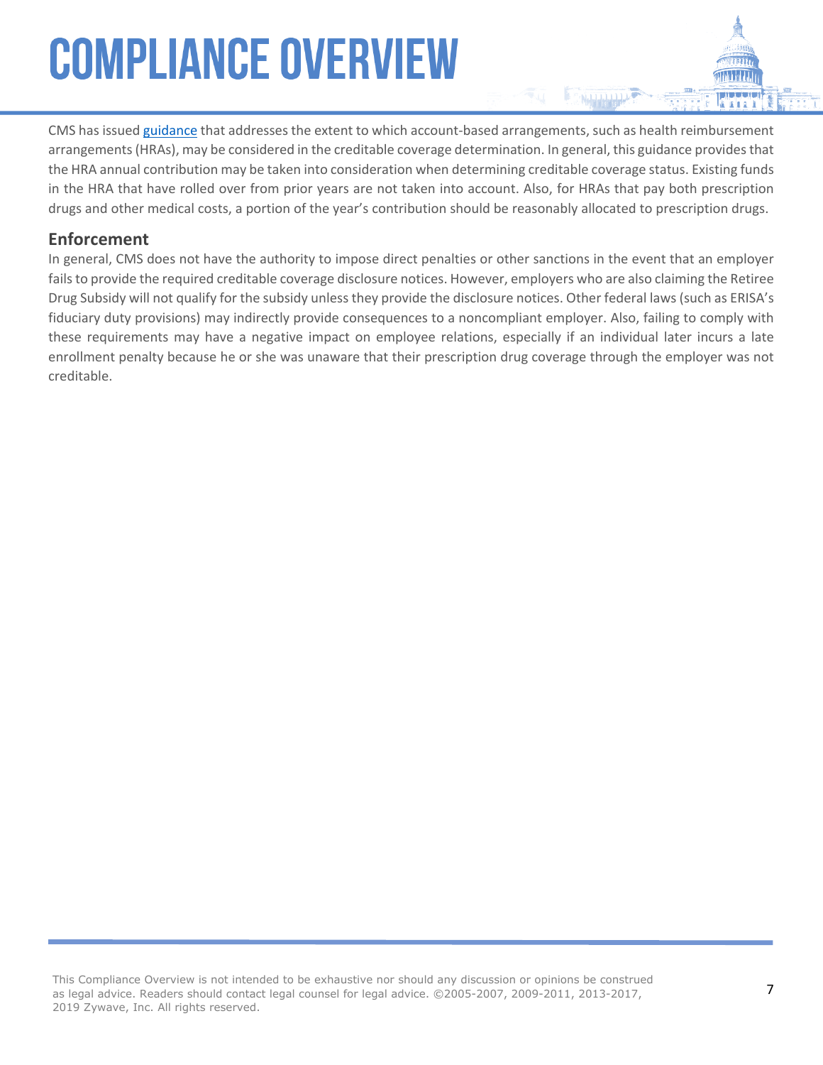CMS has issued guidance that addresses the extent to which account-based arrangements, such as health reimbursement arrangements (HRAs), may be considered in the creditable coverage determination. In general, this guidance provides that the HRA annual contribution may be taken into consideration when determining creditable coverage status. Existing funds in the HRA that have rolled over from prior years are not taken into account. Also, for HRAs that pay both prescription drugs and other medical costs, a portion of the year's contribution should be reasonably allocated to prescription drugs.

## Enforcement

In general, CMS does not have the authority to impose direct penalties or other sanctions in the event that an employer fails to provide the required creditable coverage disclosure notices. However, employers who are also claiming the Retiree Drug Subsidy will not qualify for the subsidy unless they provide the disclosure notices. Other federal laws (such as ERISA's fiduciary duty provisions) may indirectly provide consequences to a noncompliant employer. Also, failing to comply with these requirements may have a negative impact on employee relations, especially if an individual later incurs a late enrollment penalty because he or she was unaware that their prescription drug coverage through the employer was not creditable.

This Compliance Overview is not intended to be exhaustive nor should any discussion or opinions be construed as legal advice. Readers should contact legal counsel for legal advice. ©2005-2007, 2009-2011, 2013-2017, 2019 Zywave, Inc. All rights reserved.